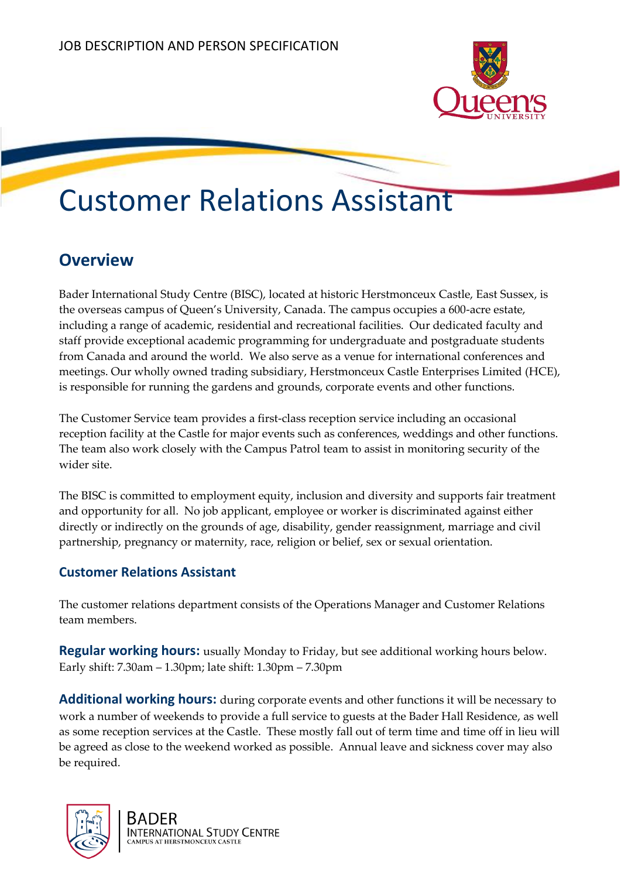JOB DESCRIPTION AND PERSON SPECIFICATION

# Customer Relations Assistant

## Overview

Bader International Study Centre (BISC), located at historic Herstmonceux Castle, East Sussex, is the overseas campus of Queen's University, Canada. The campus occupies a 600-acre estate, including a range of academic, residential and recreational facilities. Our dedicated faculty and staff provide exceptional academic programming for undergraduate and postgraduate students from Canada and around the world. We also serve as a venue for international conferences and meetings. Our wholly owned trading subsidiary, Herstmonceux Castle Enterprises Limited (HCE), is responsible for running the gardens and grounds, corporate events and other functions.

The Customer Service team provides a first-class reception service including an occasional reception facility at the Castle for major events such as conferences, weddings and other functions. The team also work closely with the Campus Patrol team to assist in monitoring security of the wider site.

The BISC is committed to employment equity, inclusion and diversity and supports fair treatment and opportunity for all. No job applicant, employee or worker is discriminated against either directly or indirectly on the grounds of age, disability, gender reassignment, marriage and civil partnership, pregnancy or maternity, race, religion or belief, sex or sexual orientation.

### Customer Relations Assistant

The customer relations department consists of the Operations Manager and Customer Relations team members.

**Regular working hours:** usually Monday to Friday, but see additional working hours below. Early shift: 7.30am – 1.30pm; late shift: 1.30pm – 7.30pm

**Additional working hours:** during corporate events and other functions it will be necessary to work a number of weekends to provide a full service to guests at the Bader Hall Residence, as well as some reception services at the Castle. These mostly fall out of term time and time off in lieu will be agreed as close to the weekend worked as possible. Annual leave and sickness cover may also be required.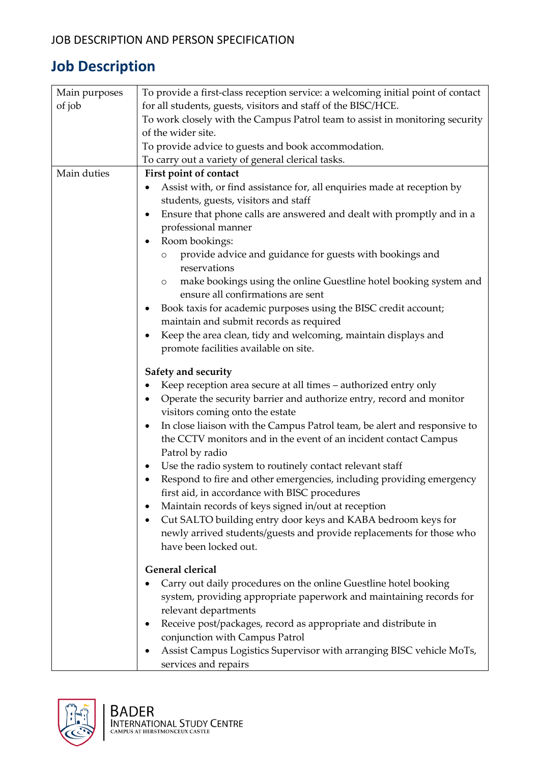JOB DESCRIPTION AND PERSON SPECIFICATION

# Job Description

| | |
|---|---|
| Main purposes of job | To provide a first-class reception service: a welcoming initial point of contact for all students, guests, visitors and staff of the BISC/HCE.<br>To work closely with the Campus Patrol team to assist in monitoring security of the wider site.<br>To provide advice to guests and book accommodation.<br>To carry out a variety of general clerical tasks. |
| Main duties | **First point of contact**<br>• Assist with, or find assistance for, all enquiries made at reception by students, guests, visitors and staff<br>• Ensure that phone calls are answered and dealt with promptly and in a professional manner<br>• Room bookings:<br>  ○ provide advice and guidance for guests with bookings and reservations<br>  ○ make bookings using the online Guestline hotel booking system and ensure all confirmations are sent<br>• Book taxis for academic purposes using the BISC credit account; maintain and submit records as required<br>• Keep the area clean, tidy and welcoming, maintain displays and promote facilities available on site.<br><br>**Safety and security**<br>• Keep reception area secure at all times – authorized entry only<br>• Operate the security barrier and authorize entry, record and monitor visitors coming onto the estate<br>• In close liaison with the Campus Patrol team, be alert and responsive to the CCTV monitors and in the event of an incident contact Campus Patrol by radio<br>• Use the radio system to routinely contact relevant staff<br>• Respond to fire and other emergencies, including providing emergency first aid, in accordance with BISC procedures<br>• Maintain records of keys signed in/out at reception<br>• Cut SALTO building entry door keys and KABA bedroom keys for newly arrived students/guests and provide replacements for those who have been locked out.<br><br>**General clerical**<br>• Carry out daily procedures on the online Guestline hotel booking system, providing appropriate paperwork and maintaining records for relevant departments<br>• Receive post/packages, record as appropriate and distribute in conjunction with Campus Patrol<br>• Assist Campus Logistics Supervisor with arranging BISC vehicle MoTs, services and repairs |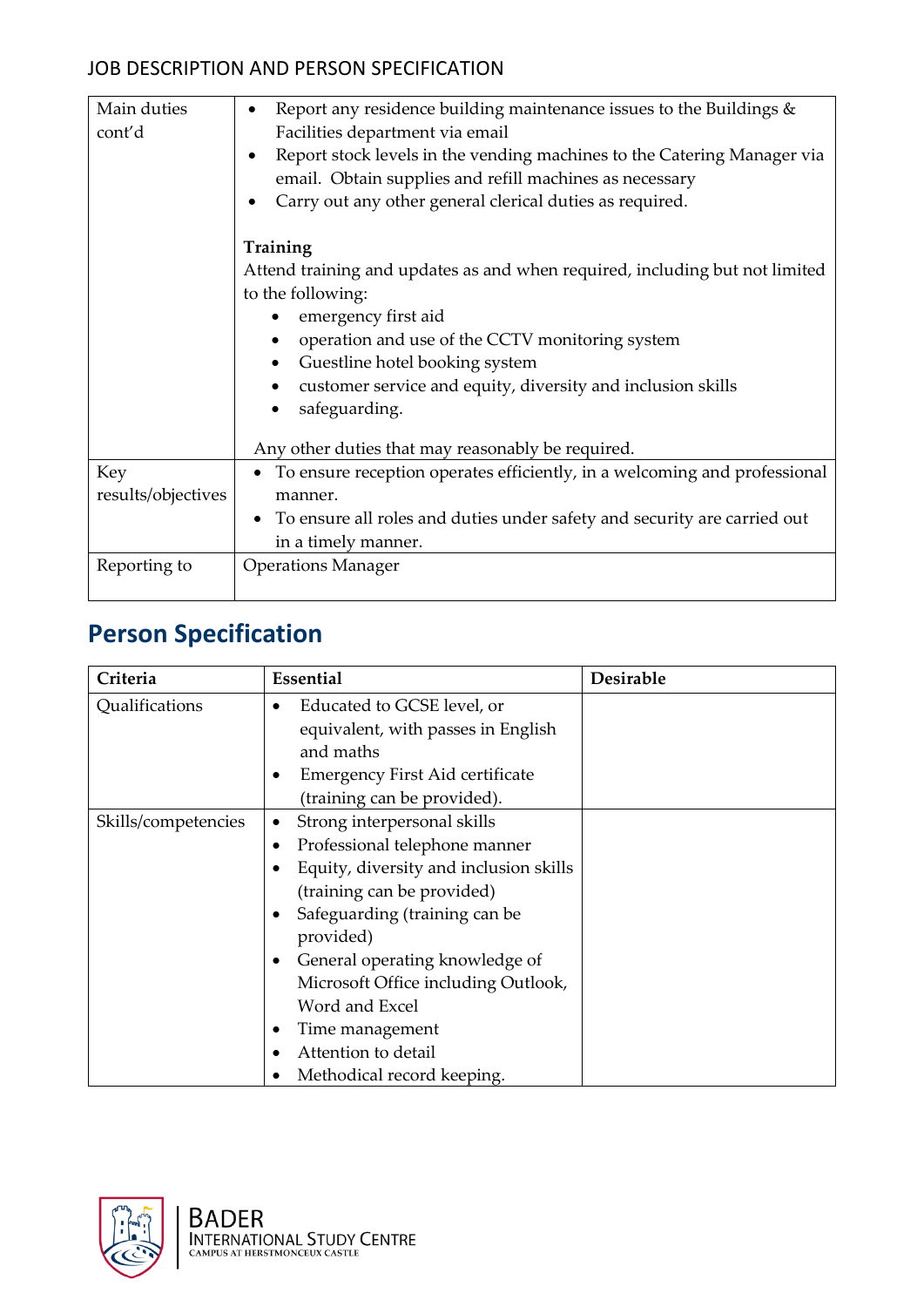| Main duties cont'd | • Report any residence building maintenance issues to the Buildings & Facilities department via email<br>• Report stock levels in the vending machines to the Catering Manager via email. Obtain supplies and refill machines as necessary<br>• Carry out any other general clerical duties as required.<br><br>**Training**<br>Attend training and updates as and when required, including but not limited to the following:<br>• emergency first aid<br>• operation and use of the CCTV monitoring system<br>• Guestline hotel booking system<br>• customer service and equity, diversity and inclusion skills<br>• safeguarding.<br><br>Any other duties that may reasonably be required. |
|---|---|
| Key results/objectives | • To ensure reception operates efficiently, in a welcoming and professional manner.<br>• To ensure all roles and duties under safety and security are carried out in a timely manner. |
| Reporting to | Operations Manager |

## Person Specification

| Criteria | Essential | Desirable |
|---|---|---|
| Qualifications | • Educated to GCSE level, or equivalent, with passes in English and maths<br>• Emergency First Aid certificate (training can be provided). | |
| Skills/competencies | • Strong interpersonal skills<br>• Professional telephone manner<br>• Equity, diversity and inclusion skills (training can be provided)<br>• Safeguarding (training can be provided)<br>• General operating knowledge of Microsoft Office including Outlook, Word and Excel<br>• Time management<br>• Attention to detail<br>• Methodical record keeping. | |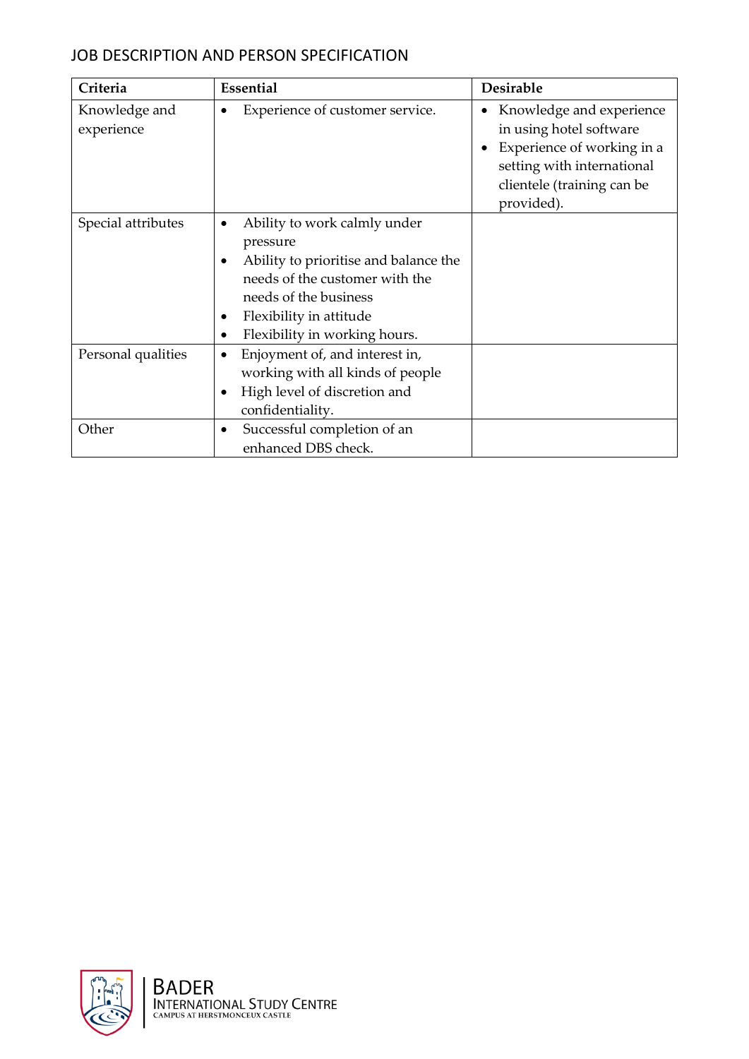JOB DESCRIPTION AND PERSON SPECIFICATION

| Criteria | Essential | Desirable |
|---|---|---|
| Knowledge and experience | • Experience of customer service. | • Knowledge and experience in using hotel software<br>• Experience of working in a setting with international clientele (training can be provided). |
| Special attributes | • Ability to work calmly under pressure<br>• Ability to prioritise and balance the needs of the customer with the needs of the business<br>• Flexibility in attitude<br>• Flexibility in working hours. | |
| Personal qualities | • Enjoyment of, and interest in, working with all kinds of people<br>• High level of discretion and confidentiality. | |
| Other | • Successful completion of an enhanced DBS check. | |